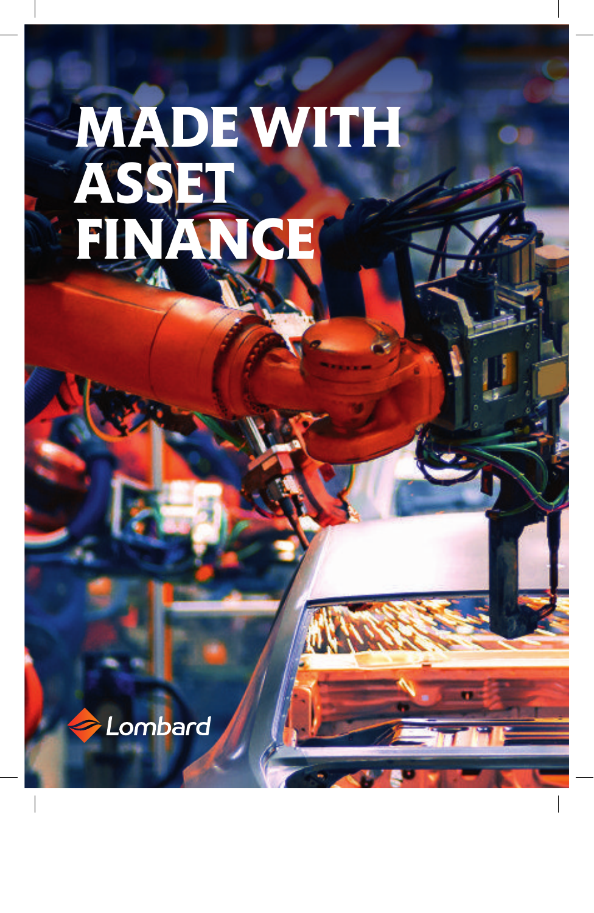# MADE WITH ASSET FINANCE

Lombard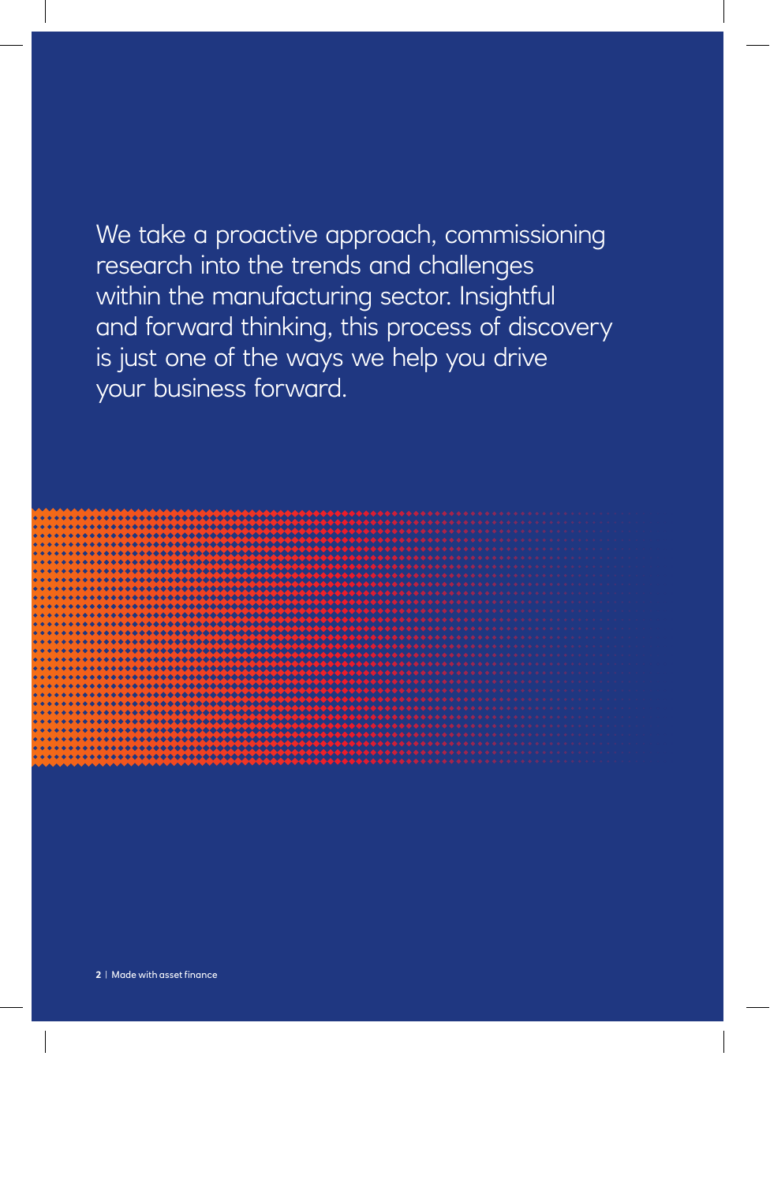We take a proactive approach, commissioning research into the trends and challenges within the manufacturing sector. Insightful and forward thinking, this process of discovery is just one of the ways we help you drive your business forward.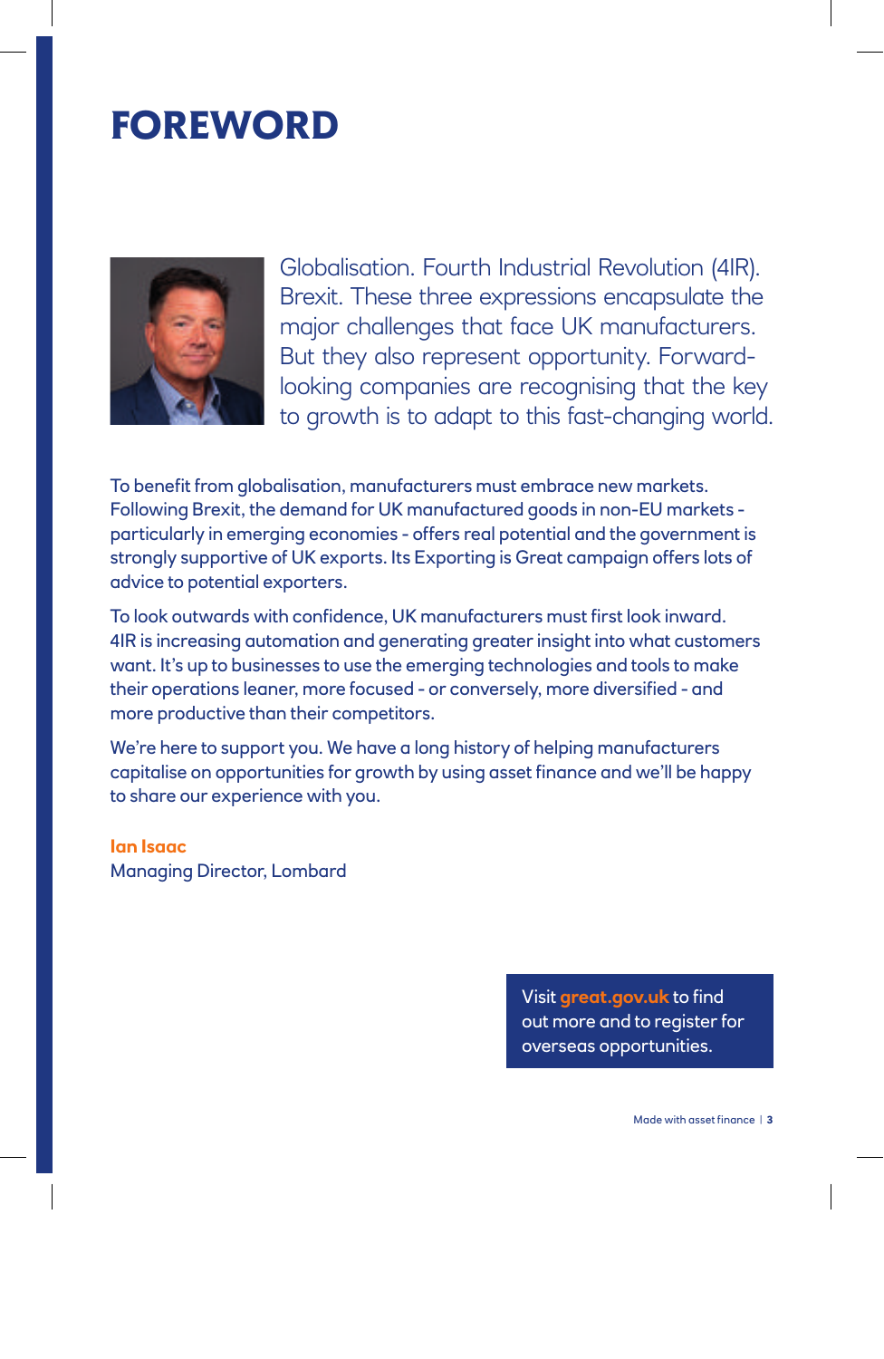# FOREWORD

Globalisation. Fourth Industrial Revolution (4IR). Brexit. These three expressions encapsulate the major challenges that face UK manufacturers. But they also represent opportunity. Forward-looking companies are recognising that the key to growth is to adapt to this fast-changing world.

To benefit from globalisation, manufacturers must embrace new markets. Following Brexit, the demand for UK manufactured goods in non-EU markets - particularly in emerging economies - offers real potential and the government is strongly supportive of UK exports. Its Exporting is Great campaign offers lots of advice to potential exporters.

To look outwards with confidence, UK manufacturers must first look inward. 4IR is increasing automation and generating greater insight into what customers want. It's up to businesses to use the emerging technologies and tools to make their operations leaner, more focused - or conversely, more diversified - and more productive than their competitors.

We're here to support you. We have a long history of helping manufacturers capitalise on opportunities for growth by using asset finance and we'll be happy to share our experience with you.

**Ian Isaac**
Managing Director, Lombard

Visit **great.gov.uk** to find out more and to register for overseas opportunities.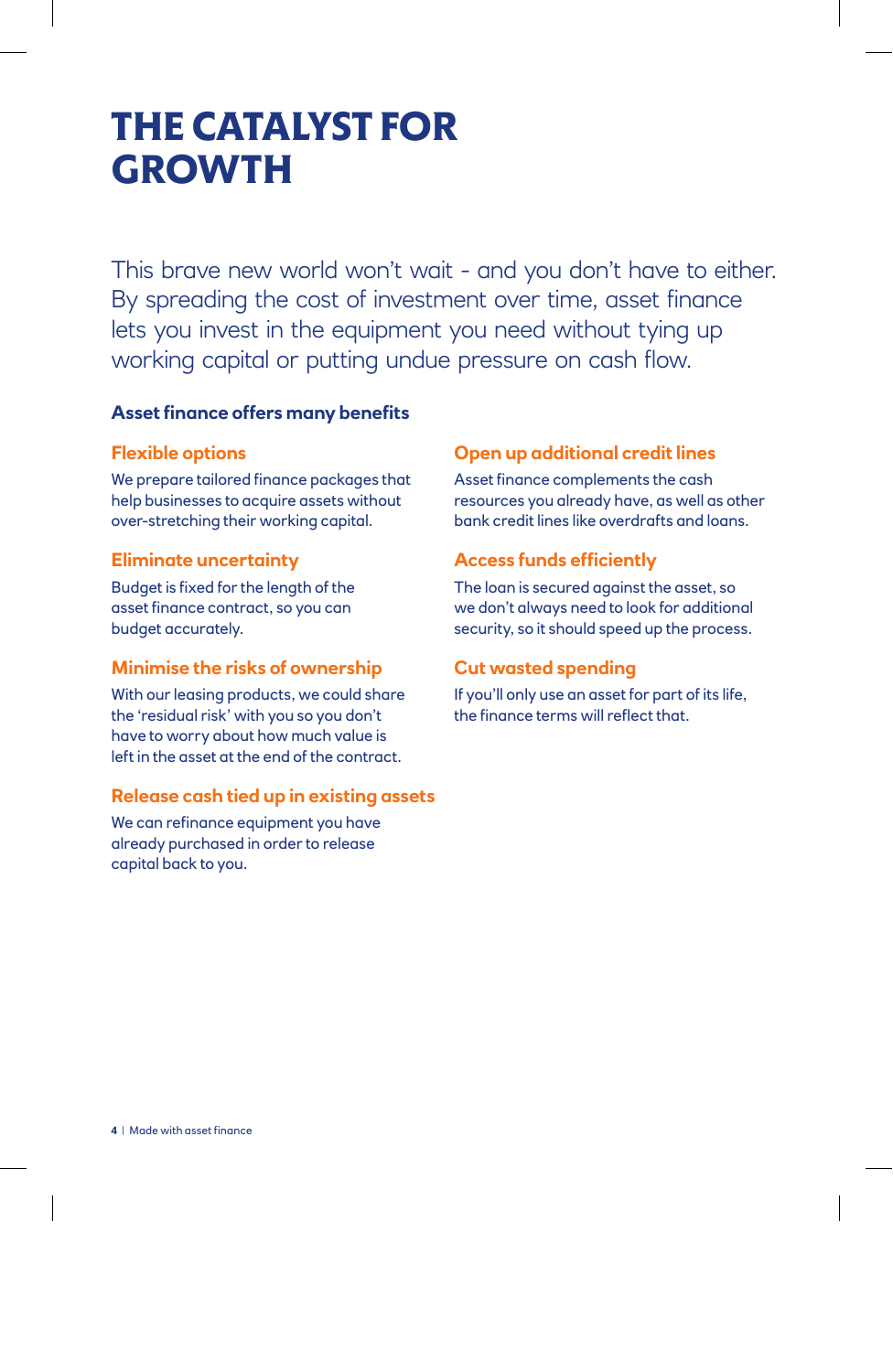# THE CATALYST FOR GROWTH

This brave new world won't wait - and you don't have to either. By spreading the cost of investment over time, asset finance lets you invest in the equipment you need without tying up working capital or putting undue pressure on cash flow.

**Asset finance offers many benefits**

### Flexible options

We prepare tailored finance packages that help businesses to acquire assets without over-stretching their working capital.

### Eliminate uncertainty

Budget is fixed for the length of the asset finance contract, so you can budget accurately.

### Minimise the risks of ownership

With our leasing products, we could share the 'residual risk' with you so you don't have to worry about how much value is left in the asset at the end of the contract.

### Release cash tied up in existing assets

We can refinance equipment you have already purchased in order to release capital back to you.

### Open up additional credit lines

Asset finance complements the cash resources you already have, as well as other bank credit lines like overdrafts and loans.

### Access funds efficiently

The loan is secured against the asset, so we don't always need to look for additional security, so it should speed up the process.

### Cut wasted spending

If you'll only use an asset for part of its life, the finance terms will reflect that.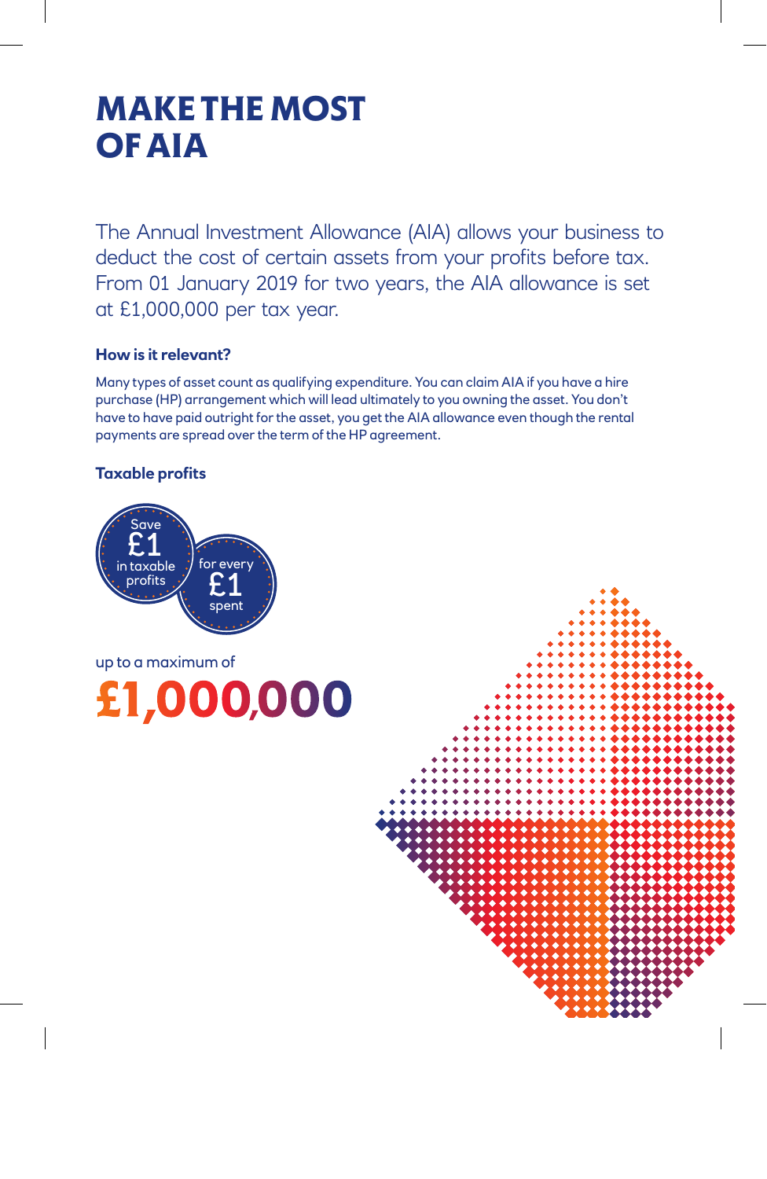# MAKE THE MOST OF AIA

The Annual Investment Allowance (AIA) allows your business to deduct the cost of certain assets from your profits before tax. From 01 January 2019 for two years, the AIA allowance is set at £1,000,000 per tax year.

### How is it relevant?

Many types of asset count as qualifying expenditure. You can claim AIA if you have a hire purchase (HP) arrangement which will lead ultimately to you owning the asset. You don't have to have paid outright for the asset, you get the AIA allowance even though the rental payments are spread over the term of the HP agreement.

### Taxable profits

Save £1 in taxable profits for every £1 spent

up to a maximum of

**£1,000,000**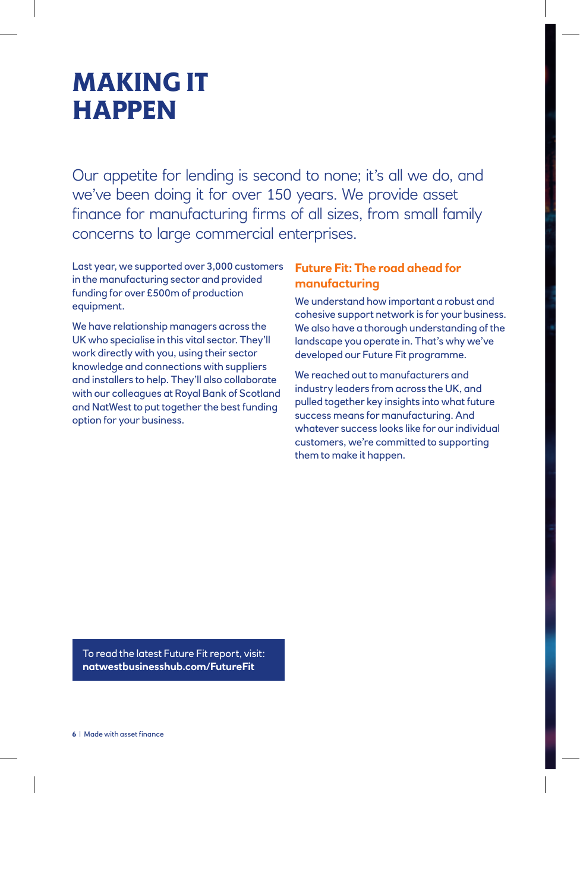# MAKING IT HAPPEN

Our appetite for lending is second to none; it's all we do, and we've been doing it for over 150 years. We provide asset finance for manufacturing firms of all sizes, from small family concerns to large commercial enterprises.

Last year, we supported over 3,000 customers in the manufacturing sector and provided funding for over £500m of production equipment.

We have relationship managers across the UK who specialise in this vital sector. They'll work directly with you, using their sector knowledge and connections with suppliers and installers to help. They'll also collaborate with our colleagues at Royal Bank of Scotland and NatWest to put together the best funding option for your business.

## Future Fit: The road ahead for manufacturing

We understand how important a robust and cohesive support network is for your business. We also have a thorough understanding of the landscape you operate in. That's why we've developed our Future Fit programme.

We reached out to manufacturers and industry leaders from across the UK, and pulled together key insights into what future success means for manufacturing. And whatever success looks like for our individual customers, we're committed to supporting them to make it happen.

To read the latest Future Fit report, visit:
**natwestbusinesshub.com/FutureFit**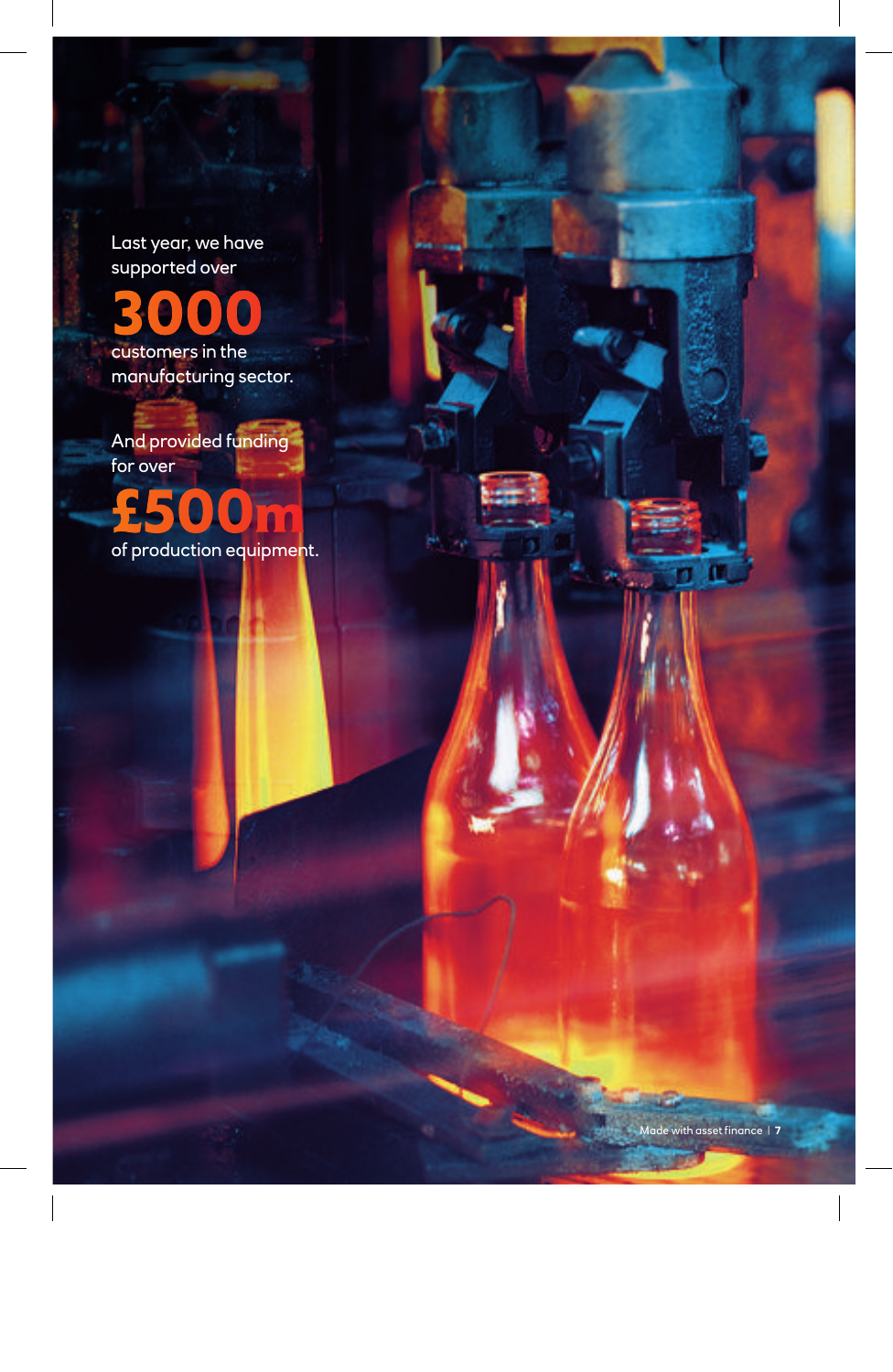Last year, we have supported over

**3000**

customers in the manufacturing sector.

And provided funding for over

**£500m**

of production equipment.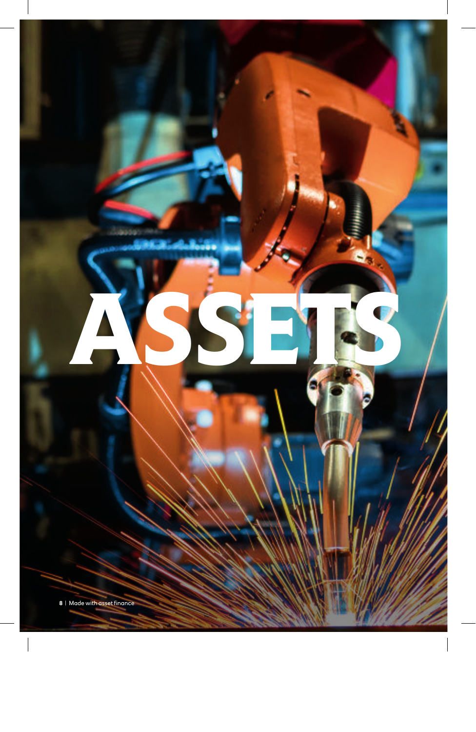# ASSETS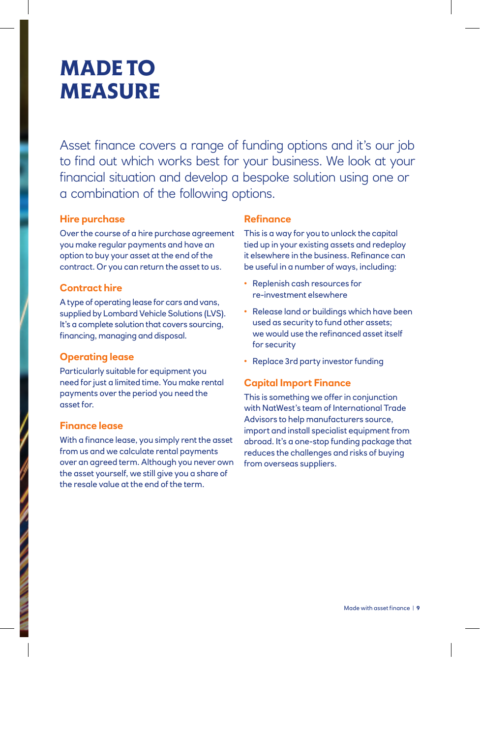# MADE TO MEASURE

Asset finance covers a range of funding options and it's our job to find out which works best for your business. We look at your financial situation and develop a bespoke solution using one or a combination of the following options.

## Hire purchase

Over the course of a hire purchase agreement you make regular payments and have an option to buy your asset at the end of the contract. Or you can return the asset to us.

## Contract hire

A type of operating lease for cars and vans, supplied by Lombard Vehicle Solutions (LVS). It's a complete solution that covers sourcing, financing, managing and disposal.

## Operating lease

Particularly suitable for equipment you need for just a limited time. You make rental payments over the period you need the asset for.

## Finance lease

With a finance lease, you simply rent the asset from us and we calculate rental payments over an agreed term. Although you never own the asset yourself, we still give you a share of the resale value at the end of the term.

## Refinance

This is a way for you to unlock the capital tied up in your existing assets and redeploy it elsewhere in the business. Refinance can be useful in a number of ways, including:

- Replenish cash resources for re-investment elsewhere
- Release land or buildings which have been used as security to fund other assets; we would use the refinanced asset itself for security
- Replace 3rd party investor funding

## Capital Import Finance

This is something we offer in conjunction with NatWest's team of International Trade Advisors to help manufacturers source, import and install specialist equipment from abroad. It's a one-stop funding package that reduces the challenges and risks of buying from overseas suppliers.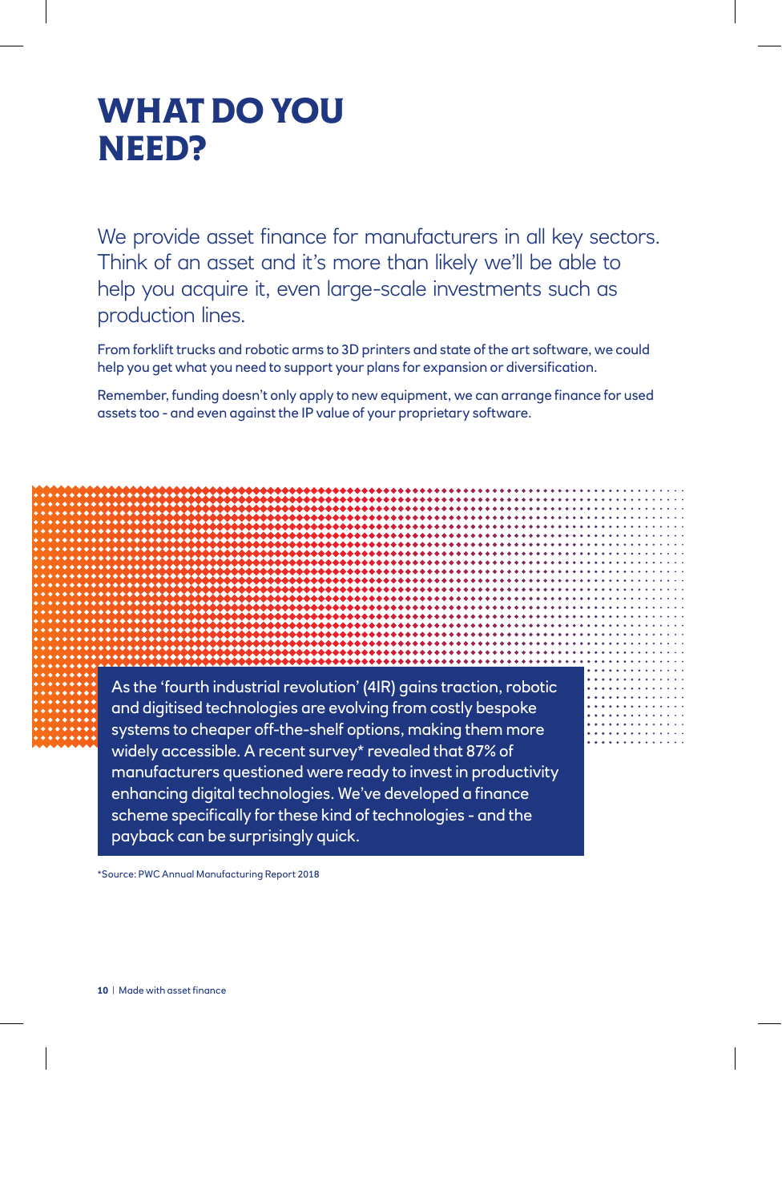# WHAT DO YOU NEED?

We provide asset finance for manufacturers in all key sectors. Think of an asset and it's more than likely we'll be able to help you acquire it, even large-scale investments such as production lines.

From forklift trucks and robotic arms to 3D printers and state of the art software, we could help you get what you need to support your plans for expansion or diversification.

Remember, funding doesn't only apply to new equipment, we can arrange finance for used assets too - and even against the IP value of your proprietary software.

As the 'fourth industrial revolution' (4IR) gains traction, robotic and digitised technologies are evolving from costly bespoke systems to cheaper off-the-shelf options, making them more widely accessible. A recent survey* revealed that 87% of manufacturers questioned were ready to invest in productivity enhancing digital technologies. We've developed a finance scheme specifically for these kind of technologies - and the payback can be surprisingly quick.

*Source: PWC Annual Manufacturing Report 2018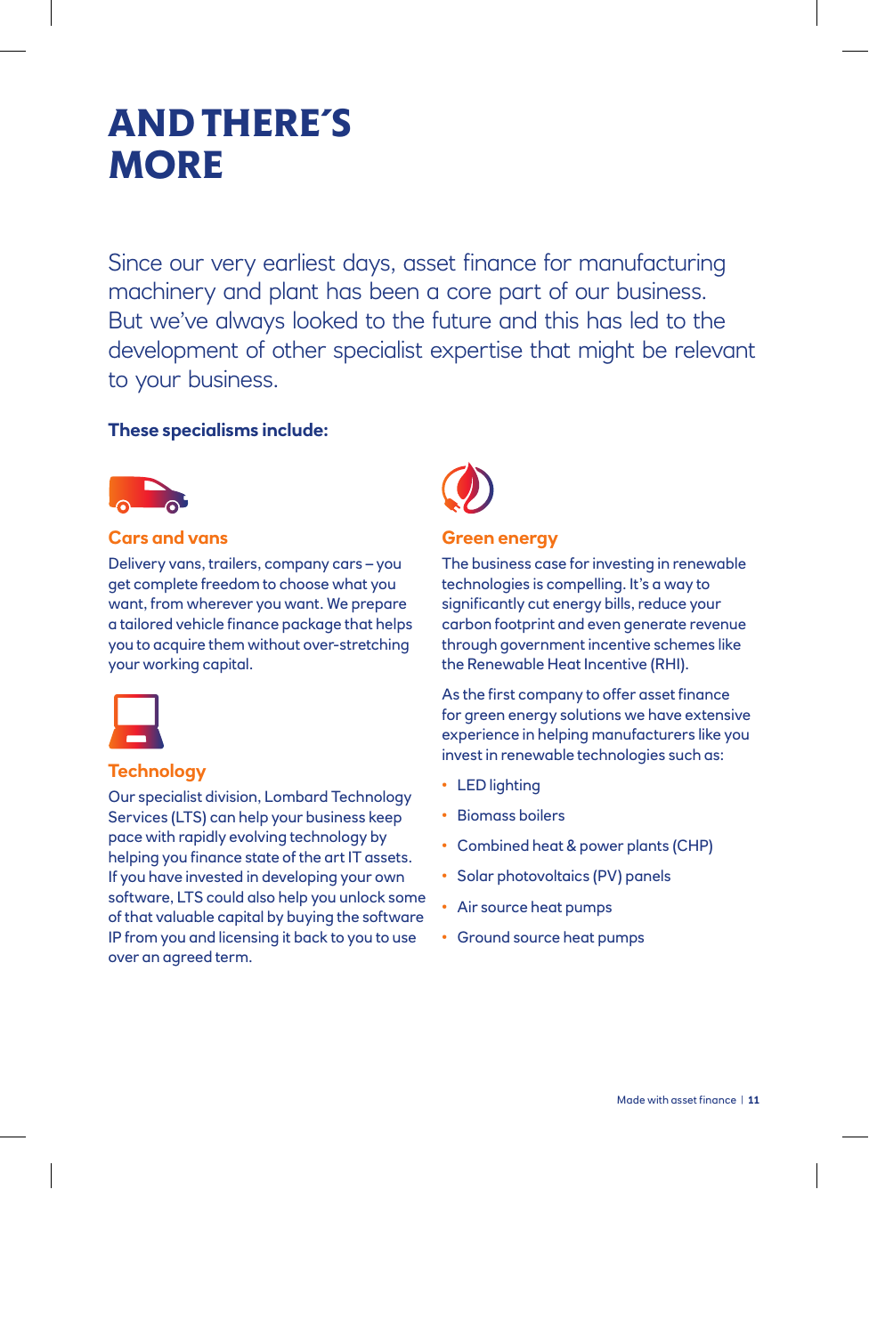# AND THERE´S MORE

Since our very earliest days, asset finance for manufacturing machinery and plant has been a core part of our business. But we've always looked to the future and this has led to the development of other specialist expertise that might be relevant to your business.

**These specialisms include:**

### Cars and vans

Delivery vans, trailers, company cars – you get complete freedom to choose what you want, from wherever you want. We prepare a tailored vehicle finance package that helps you to acquire them without over-stretching your working capital.

### Technology

Our specialist division, Lombard Technology Services (LTS) can help your business keep pace with rapidly evolving technology by helping you finance state of the art IT assets. If you have invested in developing your own software, LTS could also help you unlock some of that valuable capital by buying the software IP from you and licensing it back to you to use over an agreed term.

### Green energy

The business case for investing in renewable technologies is compelling. It's a way to significantly cut energy bills, reduce your carbon footprint and even generate revenue through government incentive schemes like the Renewable Heat Incentive (RHI).

As the first company to offer asset finance for green energy solutions we have extensive experience in helping manufacturers like you invest in renewable technologies such as:

- LED lighting
- Biomass boilers
- Combined heat & power plants (CHP)
- Solar photovoltaics (PV) panels
- Air source heat pumps
- Ground source heat pumps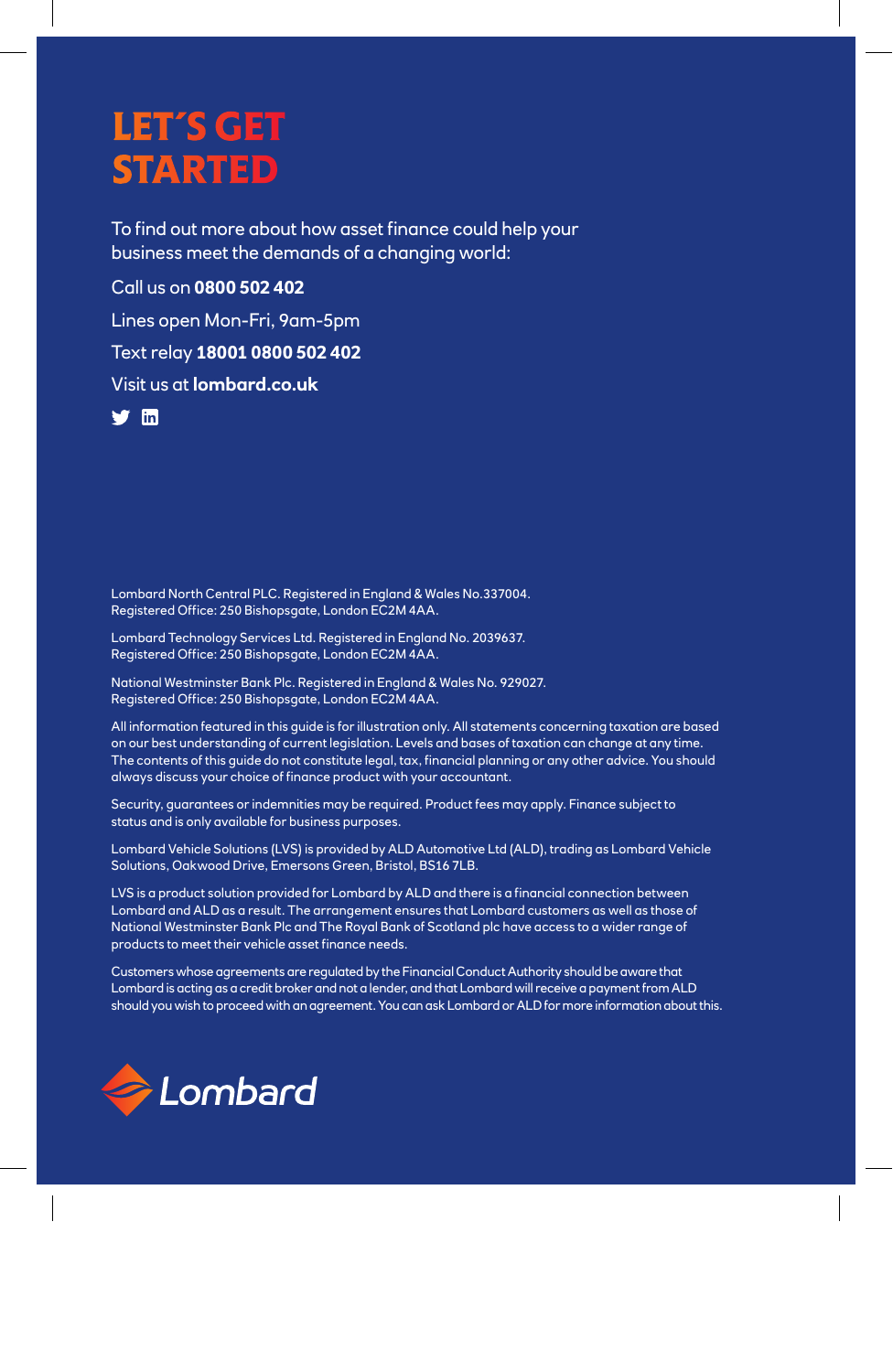# LET´S GET STARTED

To find out more about how asset finance could help your business meet the demands of a changing world:

Call us on **0800 502 402**

Lines open Mon-Fri, 9am-5pm

Text relay **18001 0800 502 402**

Visit us at **lombard.co.uk**

Lombard North Central PLC. Registered in England & Wales No.337004.
Registered Office: 250 Bishopsgate, London EC2M 4AA.

Lombard Technology Services Ltd. Registered in England No. 2039637.
Registered Office: 250 Bishopsgate, London EC2M 4AA.

National Westminster Bank Plc. Registered in England & Wales No. 929027.
Registered Office: 250 Bishopsgate, London EC2M 4AA.

All information featured in this guide is for illustration only. All statements concerning taxation are based on our best understanding of current legislation. Levels and bases of taxation can change at any time. The contents of this guide do not constitute legal, tax, financial planning or any other advice. You should always discuss your choice of finance product with your accountant.

Security, guarantees or indemnities may be required. Product fees may apply. Finance subject to status and is only available for business purposes.

Lombard Vehicle Solutions (LVS) is provided by ALD Automotive Ltd (ALD), trading as Lombard Vehicle Solutions, Oakwood Drive, Emersons Green, Bristol, BS16 7LB.

LVS is a product solution provided for Lombard by ALD and there is a financial connection between Lombard and ALD as a result. The arrangement ensures that Lombard customers as well as those of National Westminster Bank Plc and The Royal Bank of Scotland plc have access to a wider range of products to meet their vehicle asset finance needs.

Customers whose agreements are regulated by the Financial Conduct Authority should be aware that Lombard is acting as a credit broker and not a lender, and that Lombard will receive a payment from ALD should you wish to proceed with an agreement. You can ask Lombard or ALD for more information about this.

Lombard